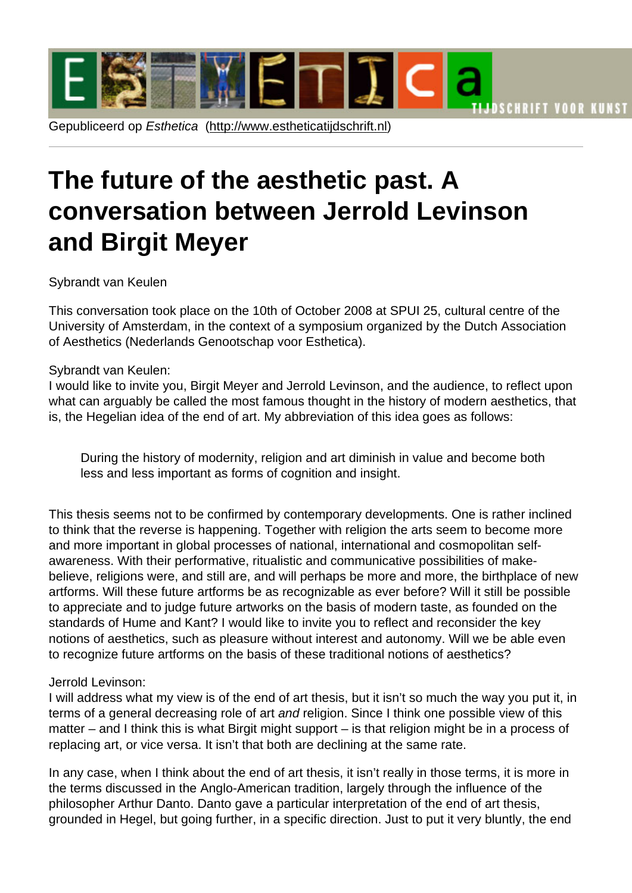Gepubliceerd op *Esthetica* (http://www.estheticatijdschrift.nl)

# The future of the aesthetic past. A conversation between Jerrold Levinson and Birgit Meyer

Sybrandt van Keulen

This conversation took place on the 10th of October 2008 at SPUI 25, cultural centre of the University of Amsterdam, in the context of a symposium organized by the Dutch Association of Aesthetics (Nederlands Genootschap voor Esthetica).

Sybrandt van Keulen:
I would like to invite you, Birgit Meyer and Jerrold Levinson, and the audience, to reflect upon what can arguably be called the most famous thought in the history of modern aesthetics, that is, the Hegelian idea of the end of art. My abbreviation of this idea goes as follows:

> During the history of modernity, religion and art diminish in value and become both less and less important as forms of cognition and insight.

This thesis seems not to be confirmed by contemporary developments. One is rather inclined to think that the reverse is happening. Together with religion the arts seem to become more and more important in global processes of national, international and cosmopolitan self-awareness. With their performative, ritualistic and communicative possibilities of make-believe, religions were, and still are, and will perhaps be more and more, the birthplace of new artforms. Will these future artforms be as recognizable as ever before? Will it still be possible to appreciate and to judge future artworks on the basis of modern taste, as founded on the standards of Hume and Kant? I would like to invite you to reflect and reconsider the key notions of aesthetics, such as pleasure without interest and autonomy. Will we be able even to recognize future artforms on the basis of these traditional notions of aesthetics?

Jerrold Levinson:
I will address what my view is of the end of art thesis, but it isn't so much the way you put it, in terms of a general decreasing role of art *and* religion. Since I think one possible view of this matter – and I think this is what Birgit might support – is that religion might be in a process of replacing art, or vice versa. It isn't that both are declining at the same rate.

In any case, when I think about the end of art thesis, it isn't really in those terms, it is more in the terms discussed in the Anglo-American tradition, largely through the influence of the philosopher Arthur Danto. Danto gave a particular interpretation of the end of art thesis, grounded in Hegel, but going further, in a specific direction. Just to put it very bluntly, the end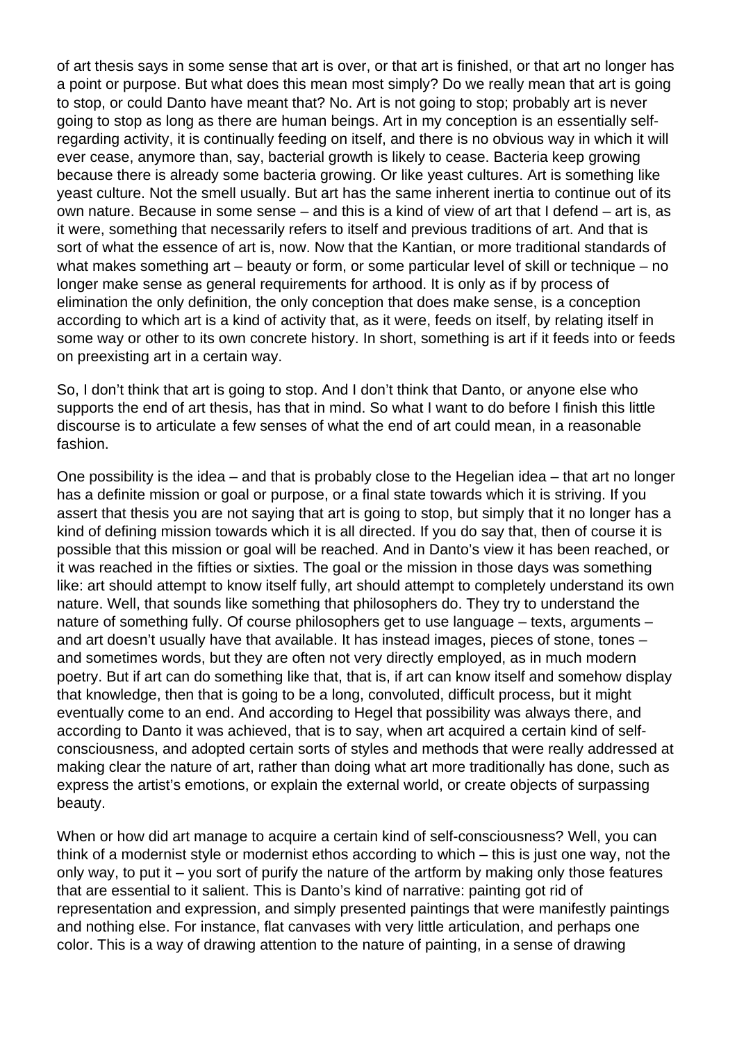of art thesis says in some sense that art is over, or that art is finished, or that art no longer has a point or purpose. But what does this mean most simply? Do we really mean that art is going to stop, or could Danto have meant that? No. Art is not going to stop; probably art is never going to stop as long as there are human beings. Art in my conception is an essentially self-regarding activity, it is continually feeding on itself, and there is no obvious way in which it will ever cease, anymore than, say, bacterial growth is likely to cease. Bacteria keep growing because there is already some bacteria growing. Or like yeast cultures. Art is something like yeast culture. Not the smell usually. But art has the same inherent inertia to continue out of its own nature. Because in some sense – and this is a kind of view of art that I defend – art is, as it were, something that necessarily refers to itself and previous traditions of art. And that is sort of what the essence of art is, now. Now that the Kantian, or more traditional standards of what makes something art – beauty or form, or some particular level of skill or technique – no longer make sense as general requirements for arthood. It is only as if by process of elimination the only definition, the only conception that does make sense, is a conception according to which art is a kind of activity that, as it were, feeds on itself, by relating itself in some way or other to its own concrete history. In short, something is art if it feeds into or feeds on preexisting art in a certain way.

So, I don't think that art is going to stop. And I don't think that Danto, or anyone else who supports the end of art thesis, has that in mind. So what I want to do before I finish this little discourse is to articulate a few senses of what the end of art could mean, in a reasonable fashion.

One possibility is the idea – and that is probably close to the Hegelian idea – that art no longer has a definite mission or goal or purpose, or a final state towards which it is striving. If you assert that thesis you are not saying that art is going to stop, but simply that it no longer has a kind of defining mission towards which it is all directed. If you do say that, then of course it is possible that this mission or goal will be reached. And in Danto's view it has been reached, or it was reached in the fifties or sixties. The goal or the mission in those days was something like: art should attempt to know itself fully, art should attempt to completely understand its own nature. Well, that sounds like something that philosophers do. They try to understand the nature of something fully. Of course philosophers get to use language – texts, arguments – and art doesn't usually have that available. It has instead images, pieces of stone, tones – and sometimes words, but they are often not very directly employed, as in much modern poetry. But if art can do something like that, that is, if art can know itself and somehow display that knowledge, then that is going to be a long, convoluted, difficult process, but it might eventually come to an end. And according to Hegel that possibility was always there, and according to Danto it was achieved, that is to say, when art acquired a certain kind of self-consciousness, and adopted certain sorts of styles and methods that were really addressed at making clear the nature of art, rather than doing what art more traditionally has done, such as express the artist's emotions, or explain the external world, or create objects of surpassing beauty.

When or how did art manage to acquire a certain kind of self-consciousness? Well, you can think of a modernist style or modernist ethos according to which – this is just one way, not the only way, to put it – you sort of purify the nature of the artform by making only those features that are essential to it salient. This is Danto's kind of narrative: painting got rid of representation and expression, and simply presented paintings that were manifestly paintings and nothing else. For instance, flat canvases with very little articulation, and perhaps one color. This is a way of drawing attention to the nature of painting, in a sense of drawing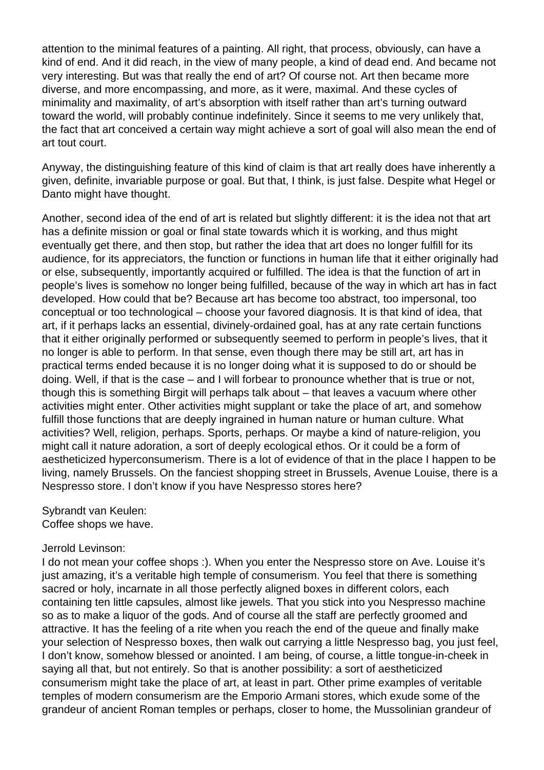attention to the minimal features of a painting. All right, that process, obviously, can have a kind of end. And it did reach, in the view of many people, a kind of dead end. And became not very interesting. But was that really the end of art? Of course not. Art then became more diverse, and more encompassing, and more, as it were, maximal. And these cycles of minimality and maximality, of art's absorption with itself rather than art's turning outward toward the world, will probably continue indefinitely. Since it seems to me very unlikely that, the fact that art conceived a certain way might achieve a sort of goal will also mean the end of art tout court.

Anyway, the distinguishing feature of this kind of claim is that art really does have inherently a given, definite, invariable purpose or goal. But that, I think, is just false. Despite what Hegel or Danto might have thought.

Another, second idea of the end of art is related but slightly different: it is the idea not that art has a definite mission or goal or final state towards which it is working, and thus might eventually get there, and then stop, but rather the idea that art does no longer fulfill for its audience, for its appreciators, the function or functions in human life that it either originally had or else, subsequently, importantly acquired or fulfilled. The idea is that the function of art in people's lives is somehow no longer being fulfilled, because of the way in which art has in fact developed. How could that be? Because art has become too abstract, too impersonal, too conceptual or too technological – choose your favored diagnosis. It is that kind of idea, that art, if it perhaps lacks an essential, divinely-ordained goal, has at any rate certain functions that it either originally performed or subsequently seemed to perform in people's lives, that it no longer is able to perform. In that sense, even though there may be still art, art has in practical terms ended because it is no longer doing what it is supposed to do or should be doing. Well, if that is the case – and I will forbear to pronounce whether that is true or not, though this is something Birgit will perhaps talk about – that leaves a vacuum where other activities might enter. Other activities might supplant or take the place of art, and somehow fulfill those functions that are deeply ingrained in human nature or human culture. What activities? Well, religion, perhaps. Sports, perhaps. Or maybe a kind of nature-religion, you might call it nature adoration, a sort of deeply ecological ethos. Or it could be a form of aestheticized hyperconsumerism. There is a lot of evidence of that in the place I happen to be living, namely Brussels. On the fanciest shopping street in Brussels, Avenue Louise, there is a Nespresso store. I don't know if you have Nespresso stores here?

Sybrandt van Keulen:
Coffee shops we have.

Jerrold Levinson:
I do not mean your coffee shops :). When you enter the Nespresso store on Ave. Louise it's just amazing, it's a veritable high temple of consumerism. You feel that there is something sacred or holy, incarnate in all those perfectly aligned boxes in different colors, each containing ten little capsules, almost like jewels. That you stick into you Nespresso machine so as to make a liquor of the gods. And of course all the staff are perfectly groomed and attractive. It has the feeling of a rite when you reach the end of the queue and finally make your selection of Nespresso boxes, then walk out carrying a little Nespresso bag, you just feel, I don't know, somehow blessed or anointed. I am being, of course, a little tongue-in-cheek in saying all that, but not entirely. So that is another possibility: a sort of aestheticized consumerism might take the place of art, at least in part. Other prime examples of veritable temples of modern consumerism are the Emporio Armani stores, which exude some of the grandeur of ancient Roman temples or perhaps, closer to home, the Mussolinian grandeur of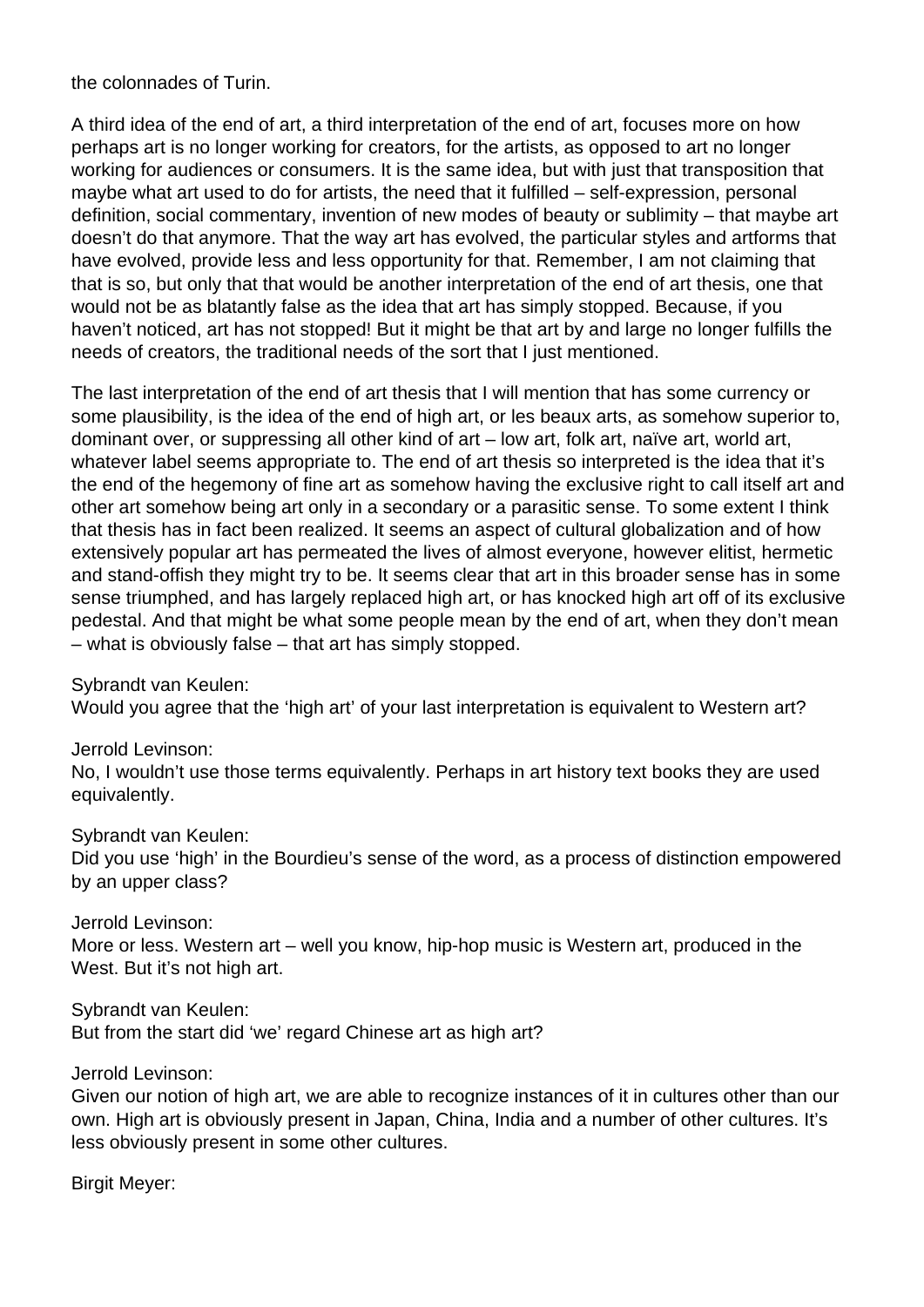the colonnades of Turin.

A third idea of the end of art, a third interpretation of the end of art, focuses more on how perhaps art is no longer working for creators, for the artists, as opposed to art no longer working for audiences or consumers. It is the same idea, but with just that transposition that maybe what art used to do for artists, the need that it fulfilled – self-expression, personal definition, social commentary, invention of new modes of beauty or sublimity – that maybe art doesn't do that anymore. That the way art has evolved, the particular styles and artforms that have evolved, provide less and less opportunity for that. Remember, I am not claiming that that is so, but only that that would be another interpretation of the end of art thesis, one that would not be as blatantly false as the idea that art has simply stopped. Because, if you haven't noticed, art has not stopped! But it might be that art by and large no longer fulfills the needs of creators, the traditional needs of the sort that I just mentioned.

The last interpretation of the end of art thesis that I will mention that has some currency or some plausibility, is the idea of the end of high art, or les beaux arts, as somehow superior to, dominant over, or suppressing all other kind of art – low art, folk art, naïve art, world art, whatever label seems appropriate to. The end of art thesis so interpreted is the idea that it's the end of the hegemony of fine art as somehow having the exclusive right to call itself art and other art somehow being art only in a secondary or a parasitic sense. To some extent I think that thesis has in fact been realized. It seems an aspect of cultural globalization and of how extensively popular art has permeated the lives of almost everyone, however elitist, hermetic and stand-offish they might try to be. It seems clear that art in this broader sense has in some sense triumphed, and has largely replaced high art, or has knocked high art off of its exclusive pedestal. And that might be what some people mean by the end of art, when they don't mean – what is obviously false – that art has simply stopped.

Sybrandt van Keulen:
Would you agree that the 'high art' of your last interpretation is equivalent to Western art?

Jerrold Levinson:
No, I wouldn't use those terms equivalently. Perhaps in art history text books they are used equivalently.

Sybrandt van Keulen:
Did you use 'high' in the Bourdieu's sense of the word, as a process of distinction empowered by an upper class?

Jerrold Levinson:
More or less. Western art – well you know, hip-hop music is Western art, produced in the West. But it's not high art.

Sybrandt van Keulen:
But from the start did 'we' regard Chinese art as high art?

Jerrold Levinson:
Given our notion of high art, we are able to recognize instances of it in cultures other than our own. High art is obviously present in Japan, China, India and a number of other cultures. It's less obviously present in some other cultures.

Birgit Meyer: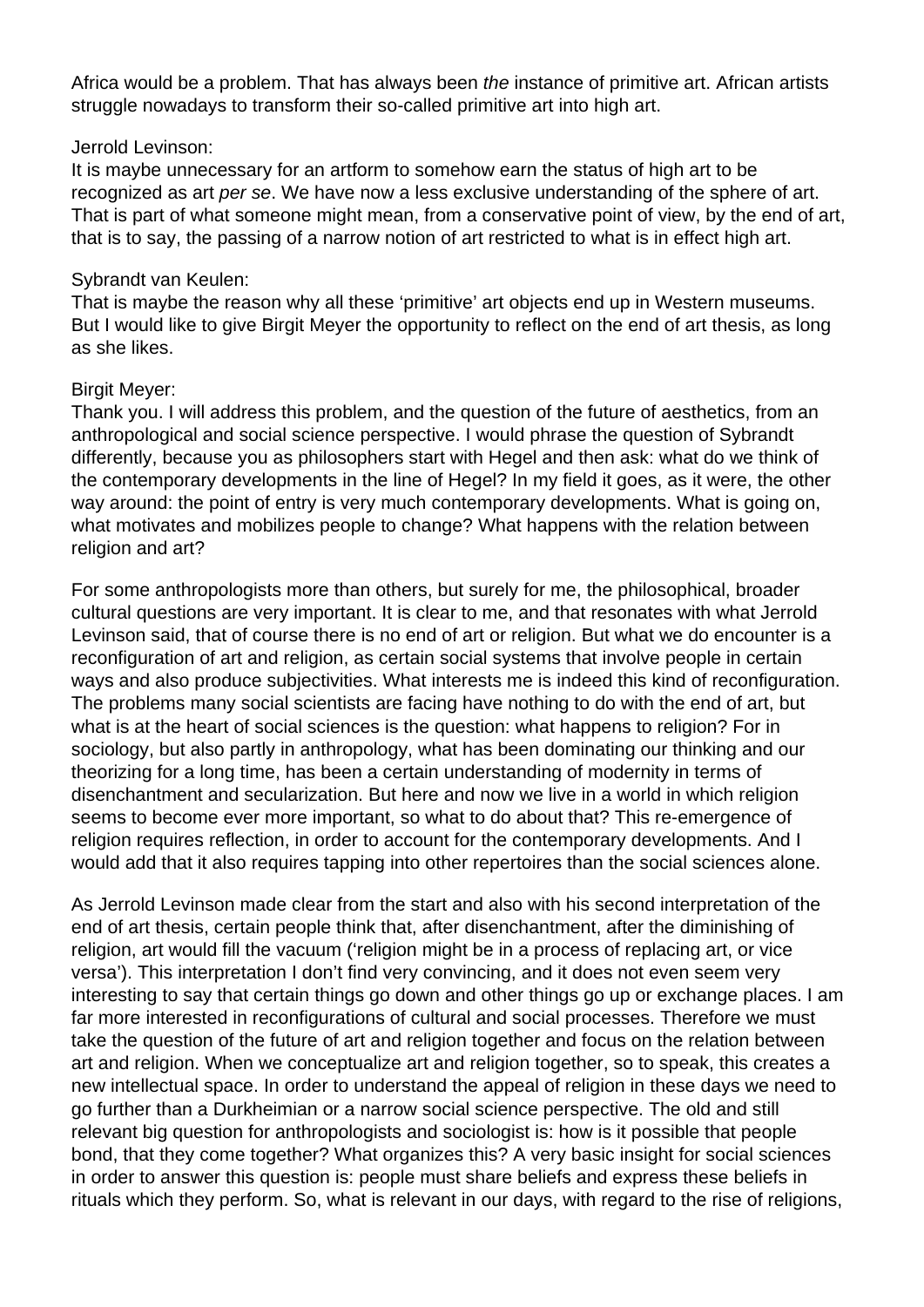Africa would be a problem. That has always been *the* instance of primitive art. African artists struggle nowadays to transform their so-called primitive art into high art.

Jerrold Levinson:
It is maybe unnecessary for an artform to somehow earn the status of high art to be recognized as art *per se*. We have now a less exclusive understanding of the sphere of art. That is part of what someone might mean, from a conservative point of view, by the end of art, that is to say, the passing of a narrow notion of art restricted to what is in effect high art.

Sybrandt van Keulen:
That is maybe the reason why all these 'primitive' art objects end up in Western museums. But I would like to give Birgit Meyer the opportunity to reflect on the end of art thesis, as long as she likes.

Birgit Meyer:
Thank you. I will address this problem, and the question of the future of aesthetics, from an anthropological and social science perspective. I would phrase the question of Sybrandt differently, because you as philosophers start with Hegel and then ask: what do we think of the contemporary developments in the line of Hegel? In my field it goes, as it were, the other way around: the point of entry is very much contemporary developments. What is going on, what motivates and mobilizes people to change? What happens with the relation between religion and art?

For some anthropologists more than others, but surely for me, the philosophical, broader cultural questions are very important. It is clear to me, and that resonates with what Jerrold Levinson said, that of course there is no end of art or religion. But what we do encounter is a reconfiguration of art and religion, as certain social systems that involve people in certain ways and also produce subjectivities. What interests me is indeed this kind of reconfiguration. The problems many social scientists are facing have nothing to do with the end of art, but what is at the heart of social sciences is the question: what happens to religion? For in sociology, but also partly in anthropology, what has been dominating our thinking and our theorizing for a long time, has been a certain understanding of modernity in terms of disenchantment and secularization. But here and now we live in a world in which religion seems to become ever more important, so what to do about that? This re-emergence of religion requires reflection, in order to account for the contemporary developments. And I would add that it also requires tapping into other repertoires than the social sciences alone.

As Jerrold Levinson made clear from the start and also with his second interpretation of the end of art thesis, certain people think that, after disenchantment, after the diminishing of religion, art would fill the vacuum ('religion might be in a process of replacing art, or vice versa'). This interpretation I don't find very convincing, and it does not even seem very interesting to say that certain things go down and other things go up or exchange places. I am far more interested in reconfigurations of cultural and social processes. Therefore we must take the question of the future of art and religion together and focus on the relation between art and religion. When we conceptualize art and religion together, so to speak, this creates a new intellectual space. In order to understand the appeal of religion in these days we need to go further than a Durkheimian or a narrow social science perspective. The old and still relevant big question for anthropologists and sociologist is: how is it possible that people bond, that they come together? What organizes this? A very basic insight for social sciences in order to answer this question is: people must share beliefs and express these beliefs in rituals which they perform. So, what is relevant in our days, with regard to the rise of religions,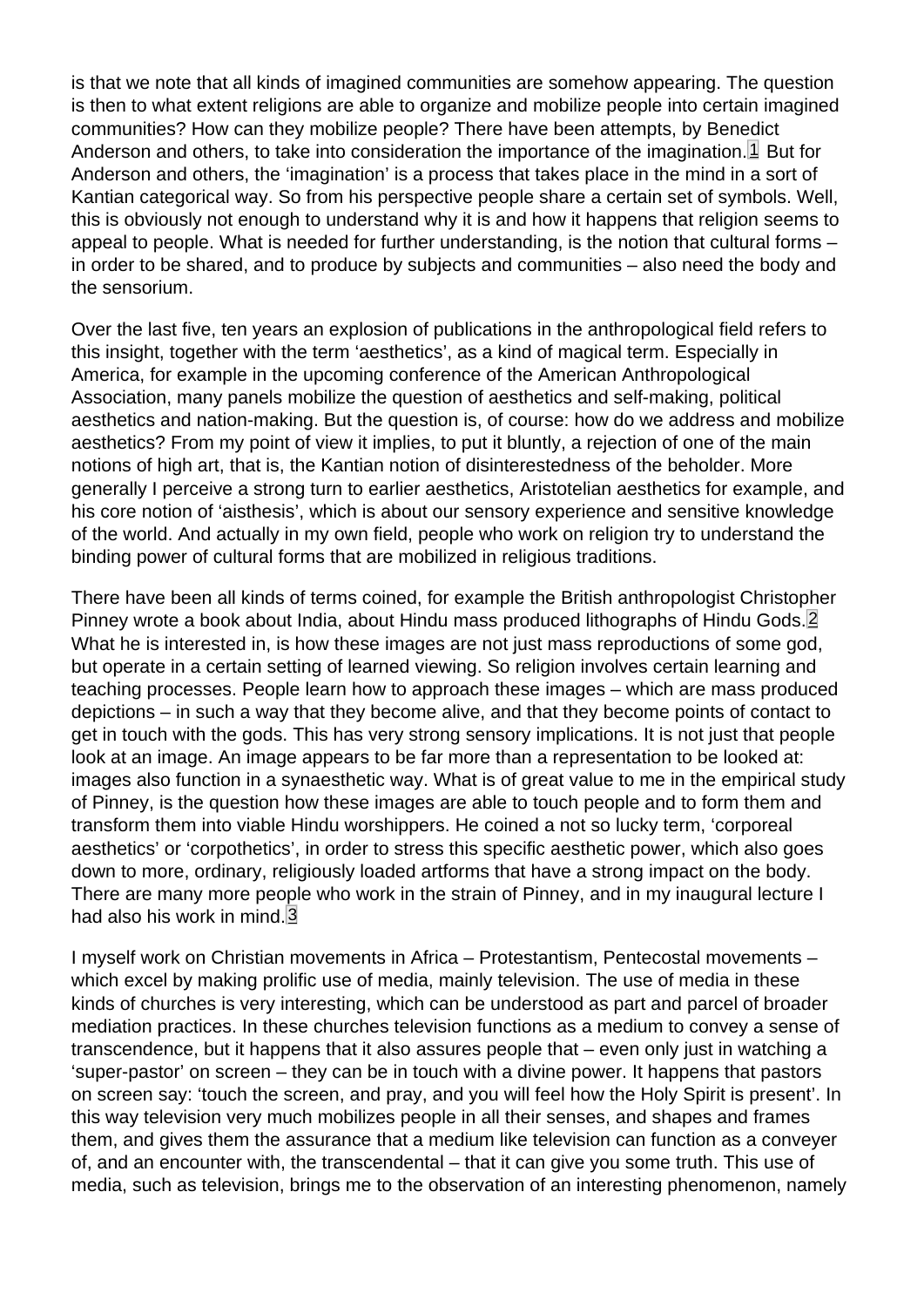is that we note that all kinds of imagined communities are somehow appearing. The question is then to what extent religions are able to organize and mobilize people into certain imagined communities? How can they mobilize people? There have been attempts, by Benedict Anderson and others, to take into consideration the importance of the imagination.[1] But for Anderson and others, the 'imagination' is a process that takes place in the mind in a sort of Kantian categorical way. So from his perspective people share a certain set of symbols. Well, this is obviously not enough to understand why it is and how it happens that religion seems to appeal to people. What is needed for further understanding, is the notion that cultural forms – in order to be shared, and to produce by subjects and communities – also need the body and the sensorium.

Over the last five, ten years an explosion of publications in the anthropological field refers to this insight, together with the term 'aesthetics', as a kind of magical term. Especially in America, for example in the upcoming conference of the American Anthropological Association, many panels mobilize the question of aesthetics and self-making, political aesthetics and nation-making. But the question is, of course: how do we address and mobilize aesthetics? From my point of view it implies, to put it bluntly, a rejection of one of the main notions of high art, that is, the Kantian notion of disinterestedness of the beholder. More generally I perceive a strong turn to earlier aesthetics, Aristotelian aesthetics for example, and his core notion of 'aisthesis', which is about our sensory experience and sensitive knowledge of the world. And actually in my own field, people who work on religion try to understand the binding power of cultural forms that are mobilized in religious traditions.

There have been all kinds of terms coined, for example the British anthropologist Christopher Pinney wrote a book about India, about Hindu mass produced lithographs of Hindu Gods.[2] What he is interested in, is how these images are not just mass reproductions of some god, but operate in a certain setting of learned viewing. So religion involves certain learning and teaching processes. People learn how to approach these images – which are mass produced depictions – in such a way that they become alive, and that they become points of contact to get in touch with the gods. This has very strong sensory implications. It is not just that people look at an image. An image appears to be far more than a representation to be looked at: images also function in a synaesthetic way. What is of great value to me in the empirical study of Pinney, is the question how these images are able to touch people and to form them and transform them into viable Hindu worshippers. He coined a not so lucky term, 'corporeal aesthetics' or 'corpothetics', in order to stress this specific aesthetic power, which also goes down to more, ordinary, religiously loaded artforms that have a strong impact on the body. There are many more people who work in the strain of Pinney, and in my inaugural lecture I had also his work in mind.[3]

I myself work on Christian movements in Africa – Protestantism, Pentecostal movements – which excel by making prolific use of media, mainly television. The use of media in these kinds of churches is very interesting, which can be understood as part and parcel of broader mediation practices. In these churches television functions as a medium to convey a sense of transcendence, but it happens that it also assures people that – even only just in watching a 'super-pastor' on screen – they can be in touch with a divine power. It happens that pastors on screen say: 'touch the screen, and pray, and you will feel how the Holy Spirit is present'. In this way television very much mobilizes people in all their senses, and shapes and frames them, and gives them the assurance that a medium like television can function as a conveyer of, and an encounter with, the transcendental – that it can give you some truth. This use of media, such as television, brings me to the observation of an interesting phenomenon, namely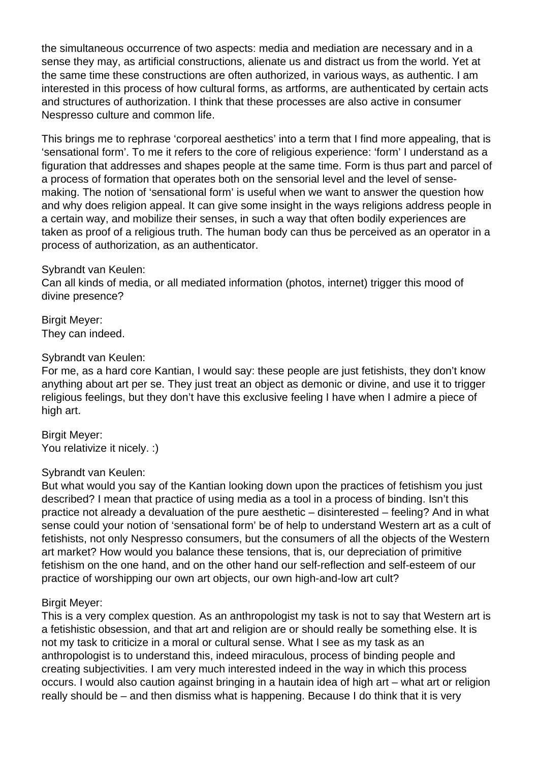the simultaneous occurrence of two aspects: media and mediation are necessary and in a sense they may, as artificial constructions, alienate us and distract us from the world. Yet at the same time these constructions are often authorized, in various ways, as authentic. I am interested in this process of how cultural forms, as artforms, are authenticated by certain acts and structures of authorization. I think that these processes are also active in consumer Nespresso culture and common life.

This brings me to rephrase 'corporeal aesthetics' into a term that I find more appealing, that is 'sensational form'. To me it refers to the core of religious experience: 'form' I understand as a figuration that addresses and shapes people at the same time. Form is thus part and parcel of a process of formation that operates both on the sensorial level and the level of sense-making. The notion of 'sensational form' is useful when we want to answer the question how and why does religion appeal. It can give some insight in the ways religions address people in a certain way, and mobilize their senses, in such a way that often bodily experiences are taken as proof of a religious truth. The human body can thus be perceived as an operator in a process of authorization, as an authenticator.

Sybrandt van Keulen:
Can all kinds of media, or all mediated information (photos, internet) trigger this mood of divine presence?

Birgit Meyer:
They can indeed.

Sybrandt van Keulen:
For me, as a hard core Kantian, I would say: these people are just fetishists, they don't know anything about art per se. They just treat an object as demonic or divine, and use it to trigger religious feelings, but they don't have this exclusive feeling I have when I admire a piece of high art.

Birgit Meyer:
You relativize it nicely. :)

Sybrandt van Keulen:
But what would you say of the Kantian looking down upon the practices of fetishism you just described? I mean that practice of using media as a tool in a process of binding. Isn't this practice not already a devaluation of the pure aesthetic – disinterested – feeling? And in what sense could your notion of 'sensational form' be of help to understand Western art as a cult of fetishists, not only Nespresso consumers, but the consumers of all the objects of the Western art market? How would you balance these tensions, that is, our depreciation of primitive fetishism on the one hand, and on the other hand our self-reflection and self-esteem of our practice of worshipping our own art objects, our own high-and-low art cult?

Birgit Meyer:
This is a very complex question. As an anthropologist my task is not to say that Western art is a fetishistic obsession, and that art and religion are or should really be something else. It is not my task to criticize in a moral or cultural sense. What I see as my task as an anthropologist is to understand this, indeed miraculous, process of binding people and creating subjectivities. I am very much interested indeed in the way in which this process occurs. I would also caution against bringing in a hautain idea of high art – what art or religion really should be – and then dismiss what is happening. Because I do think that it is very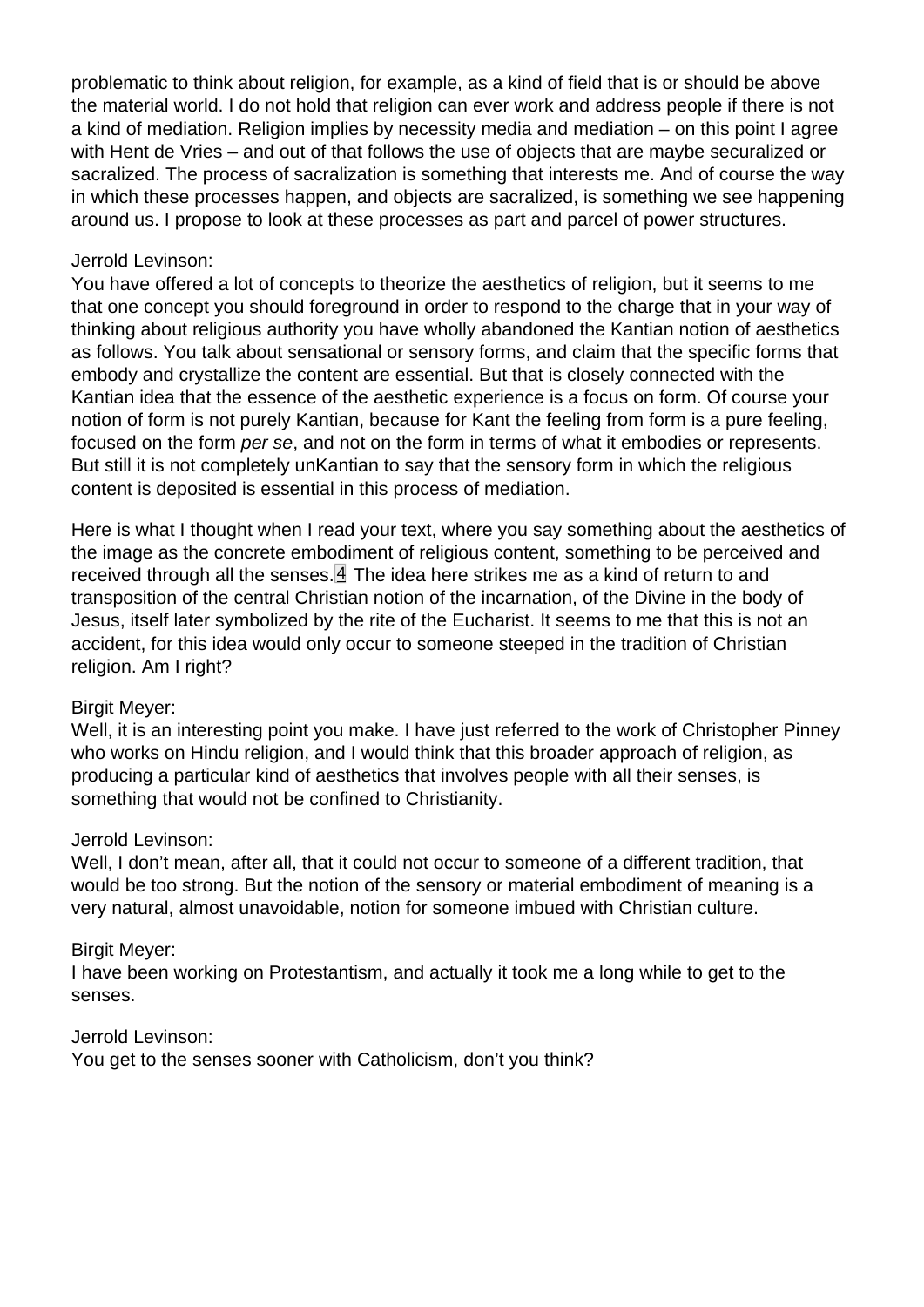problematic to think about religion, for example, as a kind of field that is or should be above the material world. I do not hold that religion can ever work and address people if there is not a kind of mediation. Religion implies by necessity media and mediation – on this point I agree with Hent de Vries – and out of that follows the use of objects that are maybe securalized or sacralized. The process of sacralization is something that interests me. And of course the way in which these processes happen, and objects are sacralized, is something we see happening around us. I propose to look at these processes as part and parcel of power structures.

Jerrold Levinson:
You have offered a lot of concepts to theorize the aesthetics of religion, but it seems to me that one concept you should foreground in order to respond to the charge that in your way of thinking about religious authority you have wholly abandoned the Kantian notion of aesthetics as follows. You talk about sensational or sensory forms, and claim that the specific forms that embody and crystallize the content are essential. But that is closely connected with the Kantian idea that the essence of the aesthetic experience is a focus on form. Of course your notion of form is not purely Kantian, because for Kant the feeling from form is a pure feeling, focused on the form *per se*, and not on the form in terms of what it embodies or represents. But still it is not completely unKantian to say that the sensory form in which the religious content is deposited is essential in this process of mediation.

Here is what I thought when I read your text, where you say something about the aesthetics of the image as the concrete embodiment of religious content, something to be perceived and received through all the senses.[4] The idea here strikes me as a kind of return to and transposition of the central Christian notion of the incarnation, of the Divine in the body of Jesus, itself later symbolized by the rite of the Eucharist. It seems to me that this is not an accident, for this idea would only occur to someone steeped in the tradition of Christian religion. Am I right?

Birgit Meyer:
Well, it is an interesting point you make. I have just referred to the work of Christopher Pinney who works on Hindu religion, and I would think that this broader approach of religion, as producing a particular kind of aesthetics that involves people with all their senses, is something that would not be confined to Christianity.

Jerrold Levinson:
Well, I don't mean, after all, that it could not occur to someone of a different tradition, that would be too strong. But the notion of the sensory or material embodiment of meaning is a very natural, almost unavoidable, notion for someone imbued with Christian culture.

Birgit Meyer:
I have been working on Protestantism, and actually it took me a long while to get to the senses.

Jerrold Levinson:
You get to the senses sooner with Catholicism, don't you think?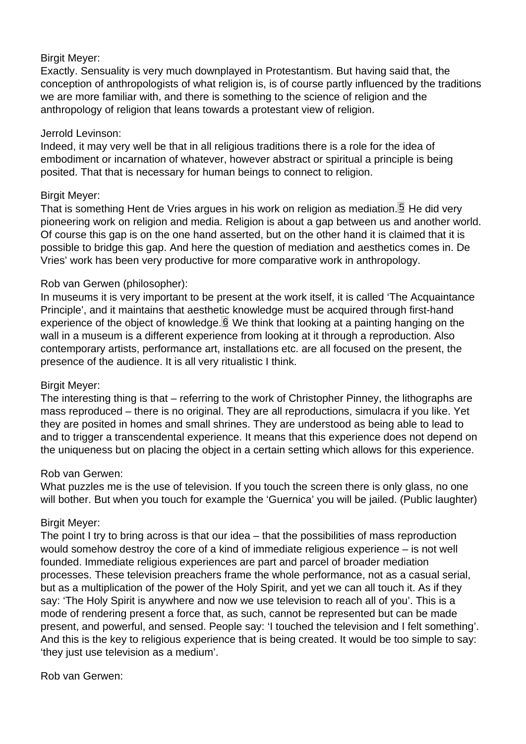Birgit Meyer:
Exactly. Sensuality is very much downplayed in Protestantism. But having said that, the conception of anthropologists of what religion is, is of course partly influenced by the traditions we are more familiar with, and there is something to the science of religion and the anthropology of religion that leans towards a protestant view of religion.

Jerrold Levinson:
Indeed, it may very well be that in all religious traditions there is a role for the idea of embodiment or incarnation of whatever, however abstract or spiritual a principle is being posited. That that is necessary for human beings to connect to religion.

Birgit Meyer:
That is something Hent de Vries argues in his work on religion as mediation.[5] He did very pioneering work on religion and media. Religion is about a gap between us and another world. Of course this gap is on the one hand asserted, but on the other hand it is claimed that it is possible to bridge this gap. And here the question of mediation and aesthetics comes in. De Vries' work has been very productive for more comparative work in anthropology.

Rob van Gerwen (philosopher):
In museums it is very important to be present at the work itself, it is called 'The Acquaintance Principle', and it maintains that aesthetic knowledge must be acquired through first-hand experience of the object of knowledge.[6] We think that looking at a painting hanging on the wall in a museum is a different experience from looking at it through a reproduction. Also contemporary artists, performance art, installations etc. are all focused on the present, the presence of the audience. It is all very ritualistic I think.

Birgit Meyer:
The interesting thing is that – referring to the work of Christopher Pinney, the lithographs are mass reproduced – there is no original. They are all reproductions, simulacra if you like. Yet they are posited in homes and small shrines. They are understood as being able to lead to and to trigger a transcendental experience. It means that this experience does not depend on the uniqueness but on placing the object in a certain setting which allows for this experience.

Rob van Gerwen:
What puzzles me is the use of television. If you touch the screen there is only glass, no one will bother. But when you touch for example the 'Guernica' you will be jailed. (Public laughter)

Birgit Meyer:
The point I try to bring across is that our idea – that the possibilities of mass reproduction would somehow destroy the core of a kind of immediate religious experience – is not well founded. Immediate religious experiences are part and parcel of broader mediation processes. These television preachers frame the whole performance, not as a casual serial, but as a multiplication of the power of the Holy Spirit, and yet we can all touch it. As if they say: 'The Holy Spirit is anywhere and now we use television to reach all of you'. This is a mode of rendering present a force that, as such, cannot be represented but can be made present, and powerful, and sensed. People say: 'I touched the television and I felt something'. And this is the key to religious experience that is being created. It would be too simple to say: 'they just use television as a medium'.

Rob van Gerwen: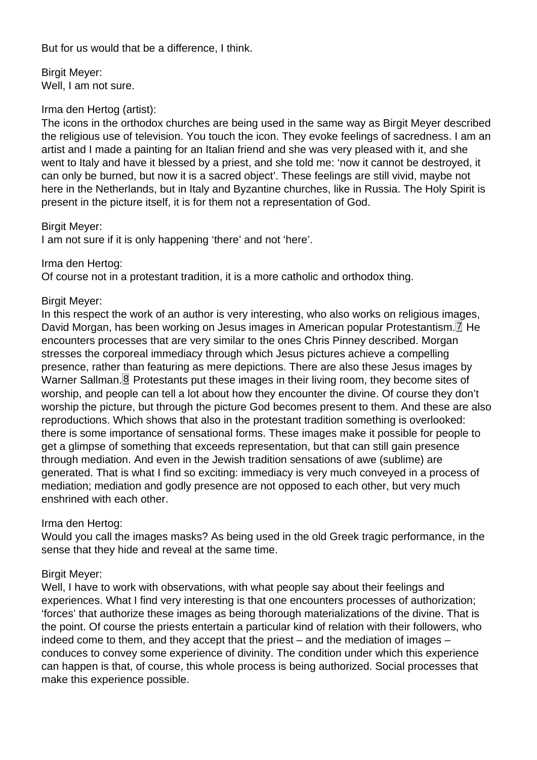But for us would that be a difference, I think.

Birgit Meyer:
Well, I am not sure.

Irma den Hertog (artist):
The icons in the orthodox churches are being used in the same way as Birgit Meyer described the religious use of television. You touch the icon. They evoke feelings of sacredness. I am an artist and I made a painting for an Italian friend and she was very pleased with it, and she went to Italy and have it blessed by a priest, and she told me: 'now it cannot be destroyed, it can only be burned, but now it is a sacred object'. These feelings are still vivid, maybe not here in the Netherlands, but in Italy and Byzantine churches, like in Russia. The Holy Spirit is present in the picture itself, it is for them not a representation of God.

Birgit Meyer:
I am not sure if it is only happening 'there' and not 'here'.

Irma den Hertog:
Of course not in a protestant tradition, it is a more catholic and orthodox thing.

Birgit Meyer:
In this respect the work of an author is very interesting, who also works on religious images, David Morgan, has been working on Jesus images in American popular Protestantism.[7] He encounters processes that are very similar to the ones Chris Pinney described. Morgan stresses the corporeal immediacy through which Jesus pictures achieve a compelling presence, rather than featuring as mere depictions. There are also these Jesus images by Warner Sallman.[8] Protestants put these images in their living room, they become sites of worship, and people can tell a lot about how they encounter the divine. Of course they don't worship the picture, but through the picture God becomes present to them. And these are also reproductions. Which shows that also in the protestant tradition something is overlooked: there is some importance of sensational forms. These images make it possible for people to get a glimpse of something that exceeds representation, but that can still gain presence through mediation. And even in the Jewish tradition sensations of awe (sublime) are generated. That is what I find so exciting: immediacy is very much conveyed in a process of mediation; mediation and godly presence are not opposed to each other, but very much enshrined with each other.

Irma den Hertog:
Would you call the images masks? As being used in the old Greek tragic performance, in the sense that they hide and reveal at the same time.

Birgit Meyer:
Well, I have to work with observations, with what people say about their feelings and experiences. What I find very interesting is that one encounters processes of authorization; 'forces' that authorize these images as being thorough materializations of the divine. That is the point. Of course the priests entertain a particular kind of relation with their followers, who indeed come to them, and they accept that the priest – and the mediation of images – conduces to convey some experience of divinity. The condition under which this experience can happen is that, of course, this whole process is being authorized. Social processes that make this experience possible.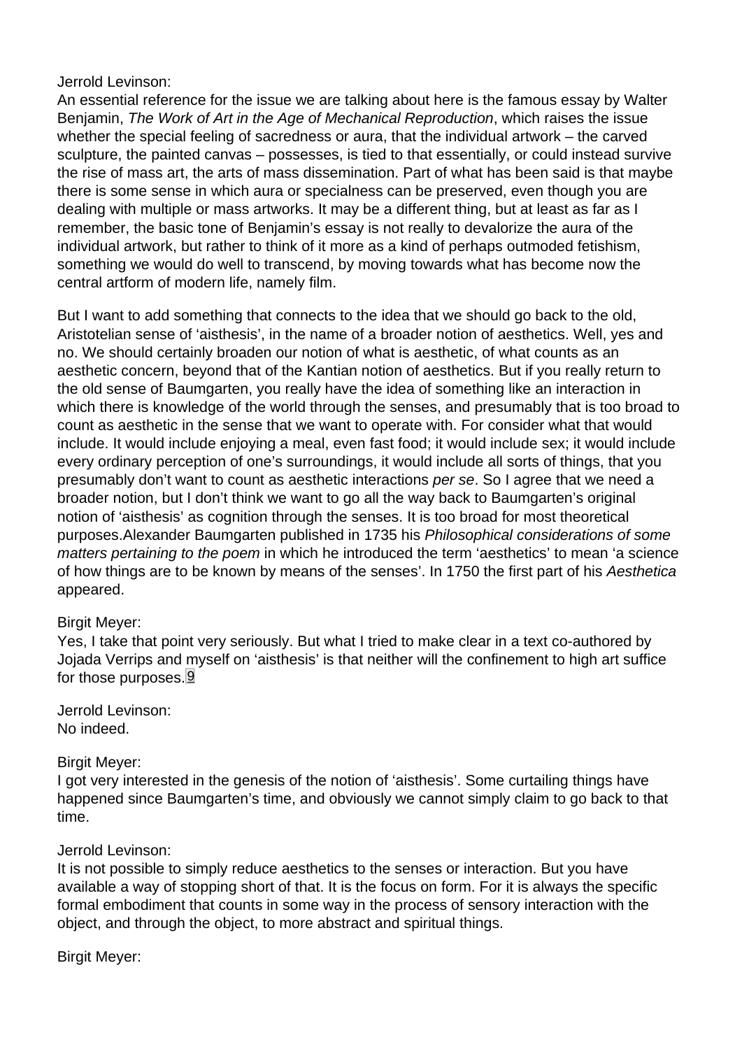Jerrold Levinson:
An essential reference for the issue we are talking about here is the famous essay by Walter Benjamin, *The Work of Art in the Age of Mechanical Reproduction*, which raises the issue whether the special feeling of sacredness or aura, that the individual artwork – the carved sculpture, the painted canvas – possesses, is tied to that essentially, or could instead survive the rise of mass art, the arts of mass dissemination. Part of what has been said is that maybe there is some sense in which aura or specialness can be preserved, even though you are dealing with multiple or mass artworks. It may be a different thing, but at least as far as I remember, the basic tone of Benjamin's essay is not really to devalorize the aura of the individual artwork, but rather to think of it more as a kind of perhaps outmoded fetishism, something we would do well to transcend, by moving towards what has become now the central artform of modern life, namely film.

But I want to add something that connects to the idea that we should go back to the old, Aristotelian sense of 'aisthesis', in the name of a broader notion of aesthetics. Well, yes and no. We should certainly broaden our notion of what is aesthetic, of what counts as an aesthetic concern, beyond that of the Kantian notion of aesthetics. But if you really return to the old sense of Baumgarten, you really have the idea of something like an interaction in which there is knowledge of the world through the senses, and presumably that is too broad to count as aesthetic in the sense that we want to operate with. For consider what that would include. It would include enjoying a meal, even fast food; it would include sex; it would include every ordinary perception of one's surroundings, it would include all sorts of things, that you presumably don't want to count as aesthetic interactions *per se*. So I agree that we need a broader notion, but I don't think we want to go all the way back to Baumgarten's original notion of 'aisthesis' as cognition through the senses. It is too broad for most theoretical purposes.Alexander Baumgarten published in 1735 his *Philosophical considerations of some matters pertaining to the poem* in which he introduced the term 'aesthetics' to mean 'a science of how things are to be known by means of the senses'. In 1750 the first part of his *Aesthetica* appeared.

Birgit Meyer:
Yes, I take that point very seriously. But what I tried to make clear in a text co-authored by Jojada Verrips and myself on 'aisthesis' is that neither will the confinement to high art suffice for those purposes.[9]

Jerrold Levinson:
No indeed.

Birgit Meyer:
I got very interested in the genesis of the notion of 'aisthesis'. Some curtailing things have happened since Baumgarten's time, and obviously we cannot simply claim to go back to that time.

Jerrold Levinson:
It is not possible to simply reduce aesthetics to the senses or interaction. But you have available a way of stopping short of that. It is the focus on form. For it is always the specific formal embodiment that counts in some way in the process of sensory interaction with the object, and through the object, to more abstract and spiritual things.

Birgit Meyer: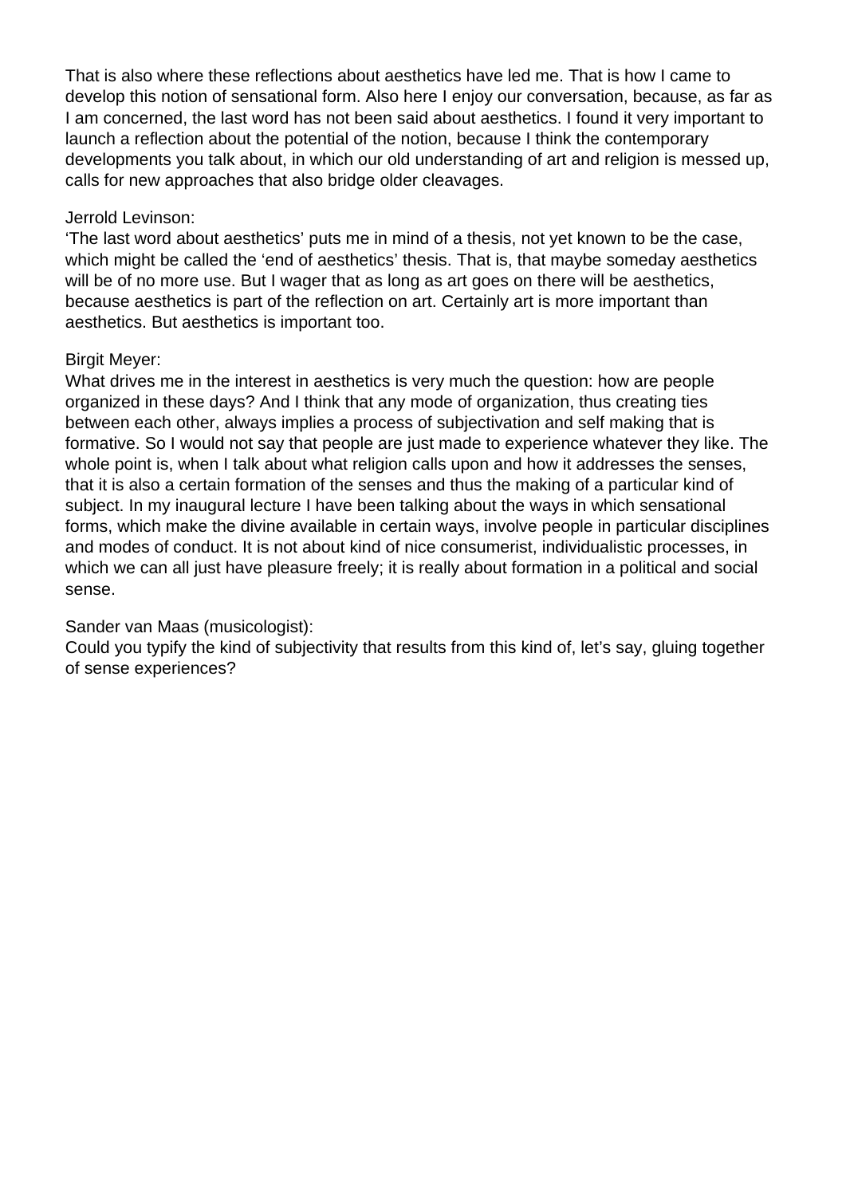That is also where these reflections about aesthetics have led me. That is how I came to develop this notion of sensational form. Also here I enjoy our conversation, because, as far as I am concerned, the last word has not been said about aesthetics. I found it very important to launch a reflection about the potential of the notion, because I think the contemporary developments you talk about, in which our old understanding of art and religion is messed up, calls for new approaches that also bridge older cleavages.

Jerrold Levinson:
'The last word about aesthetics' puts me in mind of a thesis, not yet known to be the case, which might be called the 'end of aesthetics' thesis. That is, that maybe someday aesthetics will be of no more use. But I wager that as long as art goes on there will be aesthetics, because aesthetics is part of the reflection on art. Certainly art is more important than aesthetics. But aesthetics is important too.

Birgit Meyer:
What drives me in the interest in aesthetics is very much the question: how are people organized in these days? And I think that any mode of organization, thus creating ties between each other, always implies a process of subjectivation and self making that is formative. So I would not say that people are just made to experience whatever they like. The whole point is, when I talk about what religion calls upon and how it addresses the senses, that it is also a certain formation of the senses and thus the making of a particular kind of subject. In my inaugural lecture I have been talking about the ways in which sensational forms, which make the divine available in certain ways, involve people in particular disciplines and modes of conduct. It is not about kind of nice consumerist, individualistic processes, in which we can all just have pleasure freely; it is really about formation in a political and social sense.

Sander van Maas (musicologist):
Could you typify the kind of subjectivity that results from this kind of, let's say, gluing together of sense experiences?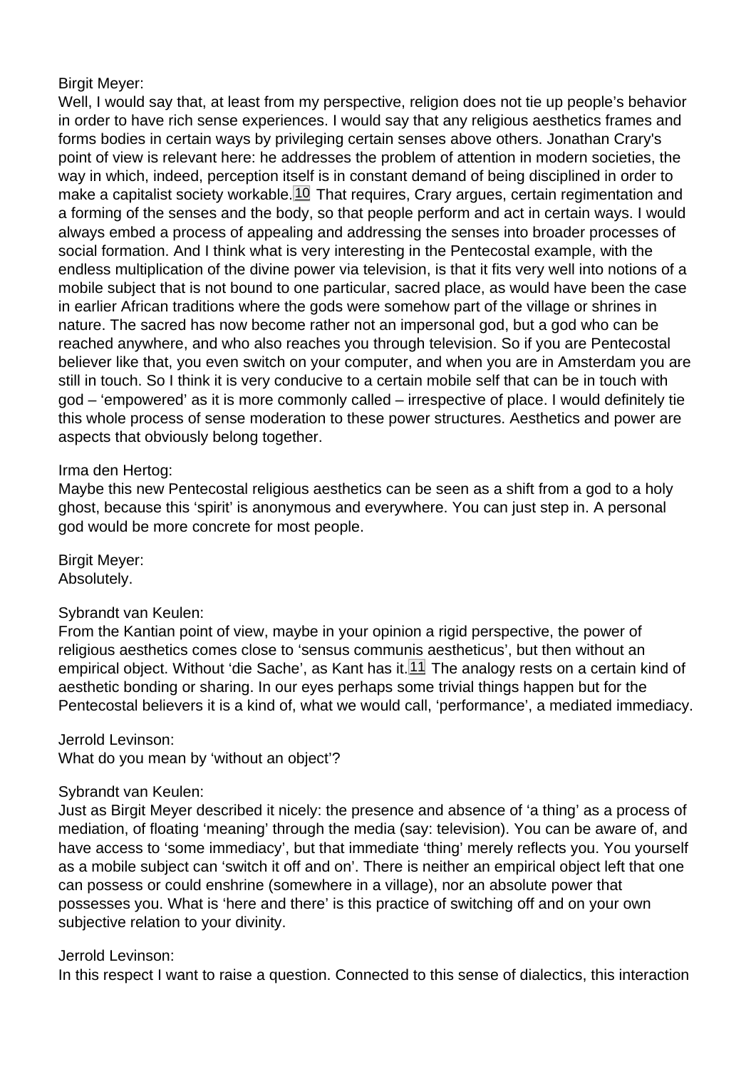Birgit Meyer:
Well, I would say that, at least from my perspective, religion does not tie up people's behavior in order to have rich sense experiences. I would say that any religious aesthetics frames and forms bodies in certain ways by privileging certain senses above others. Jonathan Crary's point of view is relevant here: he addresses the problem of attention in modern societies, the way in which, indeed, perception itself is in constant demand of being disciplined in order to make a capitalist society workable.[10] That requires, Crary argues, certain regimentation and a forming of the senses and the body, so that people perform and act in certain ways. I would always embed a process of appealing and addressing the senses into broader processes of social formation. And I think what is very interesting in the Pentecostal example, with the endless multiplication of the divine power via television, is that it fits very well into notions of a mobile subject that is not bound to one particular, sacred place, as would have been the case in earlier African traditions where the gods were somehow part of the village or shrines in nature. The sacred has now become rather not an impersonal god, but a god who can be reached anywhere, and who also reaches you through television. So if you are Pentecostal believer like that, you even switch on your computer, and when you are in Amsterdam you are still in touch. So I think it is very conducive to a certain mobile self that can be in touch with god – 'empowered' as it is more commonly called – irrespective of place. I would definitely tie this whole process of sense moderation to these power structures. Aesthetics and power are aspects that obviously belong together.

Irma den Hertog:
Maybe this new Pentecostal religious aesthetics can be seen as a shift from a god to a holy ghost, because this 'spirit' is anonymous and everywhere. You can just step in. A personal god would be more concrete for most people.

Birgit Meyer:
Absolutely.

Sybrandt van Keulen:
From the Kantian point of view, maybe in your opinion a rigid perspective, the power of religious aesthetics comes close to 'sensus communis aestheticus', but then without an empirical object. Without 'die Sache', as Kant has it.[11] The analogy rests on a certain kind of aesthetic bonding or sharing. In our eyes perhaps some trivial things happen but for the Pentecostal believers it is a kind of, what we would call, 'performance', a mediated immediacy.

Jerrold Levinson:
What do you mean by 'without an object'?

Sybrandt van Keulen:
Just as Birgit Meyer described it nicely: the presence and absence of 'a thing' as a process of mediation, of floating 'meaning' through the media (say: television). You can be aware of, and have access to 'some immediacy', but that immediate 'thing' merely reflects you. You yourself as a mobile subject can 'switch it off and on'. There is neither an empirical object left that one can possess or could enshrine (somewhere in a village), nor an absolute power that possesses you. What is 'here and there' is this practice of switching off and on your own subjective relation to your divinity.

Jerrold Levinson:
In this respect I want to raise a question. Connected to this sense of dialectics, this interaction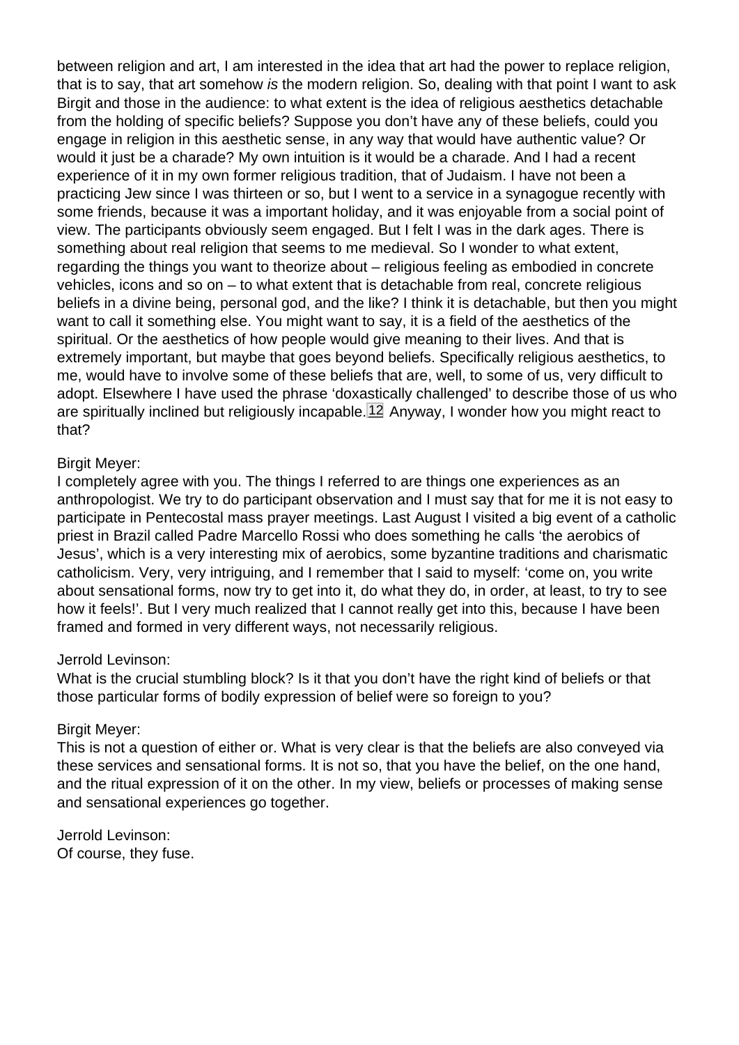between religion and art, I am interested in the idea that art had the power to replace religion, that is to say, that art somehow *is* the modern religion. So, dealing with that point I want to ask Birgit and those in the audience: to what extent is the idea of religious aesthetics detachable from the holding of specific beliefs? Suppose you don't have any of these beliefs, could you engage in religion in this aesthetic sense, in any way that would have authentic value? Or would it just be a charade? My own intuition is it would be a charade. And I had a recent experience of it in my own former religious tradition, that of Judaism. I have not been a practicing Jew since I was thirteen or so, but I went to a service in a synagogue recently with some friends, because it was a important holiday, and it was enjoyable from a social point of view. The participants obviously seem engaged. But I felt I was in the dark ages. There is something about real religion that seems to me medieval. So I wonder to what extent, regarding the things you want to theorize about – religious feeling as embodied in concrete vehicles, icons and so on – to what extent that is detachable from real, concrete religious beliefs in a divine being, personal god, and the like? I think it is detachable, but then you might want to call it something else. You might want to say, it is a field of the aesthetics of the spiritual. Or the aesthetics of how people would give meaning to their lives. And that is extremely important, but maybe that goes beyond beliefs. Specifically religious aesthetics, to me, would have to involve some of these beliefs that are, well, to some of us, very difficult to adopt. Elsewhere I have used the phrase 'doxastically challenged' to describe those of us who are spiritually inclined but religiously incapable.[12] Anyway, I wonder how you might react to that?

Birgit Meyer:
I completely agree with you. The things I referred to are things one experiences as an anthropologist. We try to do participant observation and I must say that for me it is not easy to participate in Pentecostal mass prayer meetings. Last August I visited a big event of a catholic priest in Brazil called Padre Marcello Rossi who does something he calls 'the aerobics of Jesus', which is a very interesting mix of aerobics, some byzantine traditions and charismatic catholicism. Very, very intriguing, and I remember that I said to myself: 'come on, you write about sensational forms, now try to get into it, do what they do, in order, at least, to try to see how it feels!'. But I very much realized that I cannot really get into this, because I have been framed and formed in very different ways, not necessarily religious.

Jerrold Levinson:
What is the crucial stumbling block? Is it that you don't have the right kind of beliefs or that those particular forms of bodily expression of belief were so foreign to you?

Birgit Meyer:
This is not a question of either or. What is very clear is that the beliefs are also conveyed via these services and sensational forms. It is not so, that you have the belief, on the one hand, and the ritual expression of it on the other. In my view, beliefs or processes of making sense and sensational experiences go together.

Jerrold Levinson:
Of course, they fuse.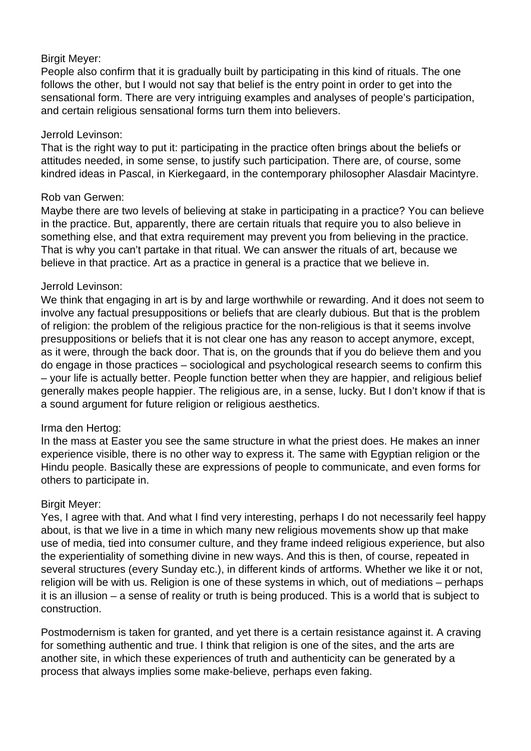Birgit Meyer:
People also confirm that it is gradually built by participating in this kind of rituals. The one follows the other, but I would not say that belief is the entry point in order to get into the sensational form. There are very intriguing examples and analyses of people's participation, and certain religious sensational forms turn them into believers.

Jerrold Levinson:
That is the right way to put it: participating in the practice often brings about the beliefs or attitudes needed, in some sense, to justify such participation. There are, of course, some kindred ideas in Pascal, in Kierkegaard, in the contemporary philosopher Alasdair Macintyre.

Rob van Gerwen:
Maybe there are two levels of believing at stake in participating in a practice? You can believe in the practice. But, apparently, there are certain rituals that require you to also believe in something else, and that extra requirement may prevent you from believing in the practice. That is why you can't partake in that ritual. We can answer the rituals of art, because we believe in that practice. Art as a practice in general is a practice that we believe in.

Jerrold Levinson:
We think that engaging in art is by and large worthwhile or rewarding. And it does not seem to involve any factual presuppositions or beliefs that are clearly dubious. But that is the problem of religion: the problem of the religious practice for the non-religious is that it seems involve presuppositions or beliefs that it is not clear one has any reason to accept anymore, except, as it were, through the back door. That is, on the grounds that if you do believe them and you do engage in those practices – sociological and psychological research seems to confirm this – your life is actually better. People function better when they are happier, and religious belief generally makes people happier. The religious are, in a sense, lucky. But I don't know if that is a sound argument for future religion or religious aesthetics.

Irma den Hertog:
In the mass at Easter you see the same structure in what the priest does. He makes an inner experience visible, there is no other way to express it. The same with Egyptian religion or the Hindu people. Basically these are expressions of people to communicate, and even forms for others to participate in.

Birgit Meyer:
Yes, I agree with that. And what I find very interesting, perhaps I do not necessarily feel happy about, is that we live in a time in which many new religious movements show up that make use of media, tied into consumer culture, and they frame indeed religious experience, but also the experientiality of something divine in new ways. And this is then, of course, repeated in several structures (every Sunday etc.), in different kinds of artforms. Whether we like it or not, religion will be with us. Religion is one of these systems in which, out of mediations – perhaps it is an illusion – a sense of reality or truth is being produced. This is a world that is subject to construction.

Postmodernism is taken for granted, and yet there is a certain resistance against it. A craving for something authentic and true. I think that religion is one of the sites, and the arts are another site, in which these experiences of truth and authenticity can be generated by a process that always implies some make-believe, perhaps even faking.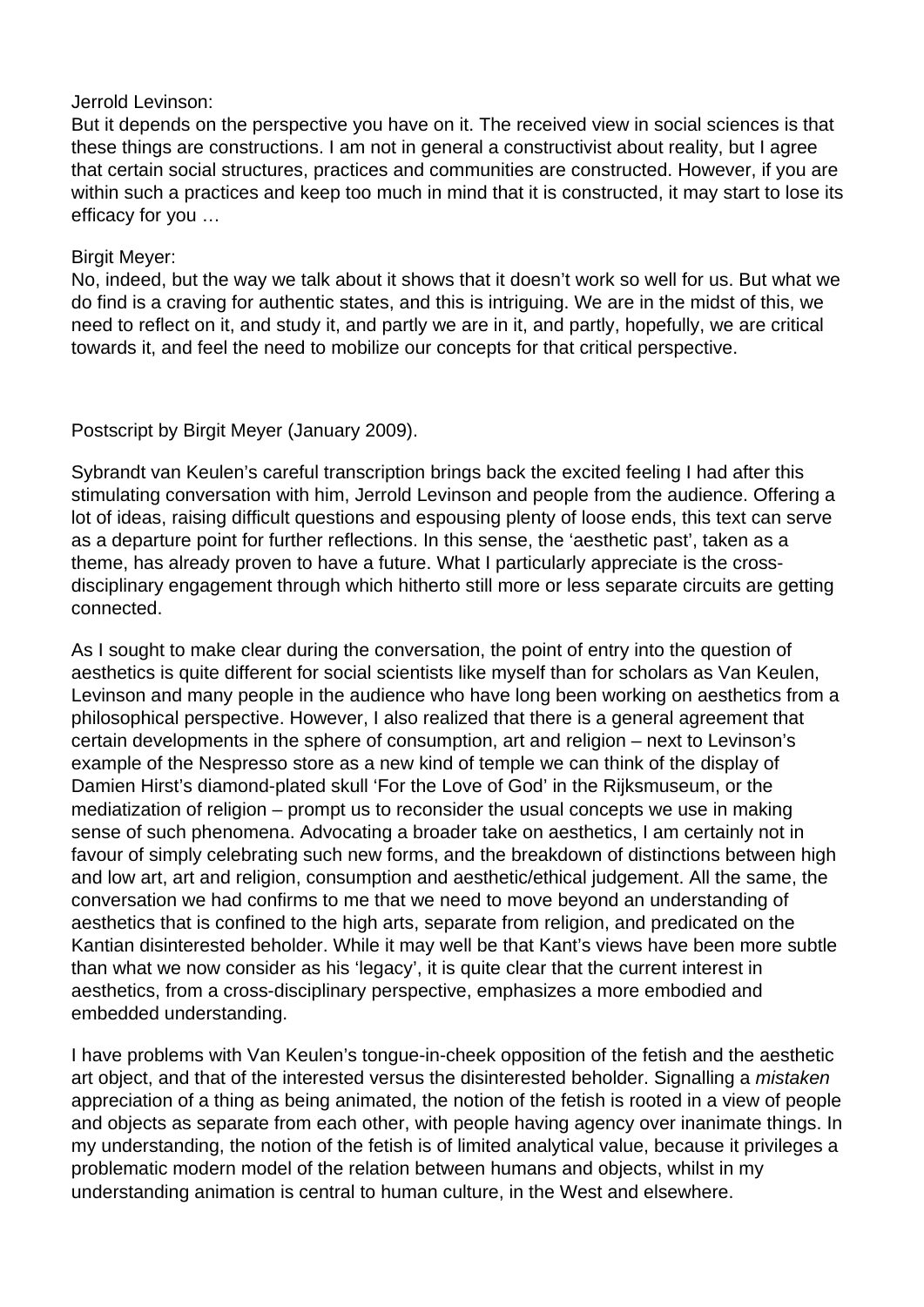Jerrold Levinson:
But it depends on the perspective you have on it. The received view in social sciences is that these things are constructions. I am not in general a constructivist about reality, but I agree that certain social structures, practices and communities are constructed. However, if you are within such a practices and keep too much in mind that it is constructed, it may start to lose its efficacy for you …

Birgit Meyer:
No, indeed, but the way we talk about it shows that it doesn't work so well for us. But what we do find is a craving for authentic states, and this is intriguing. We are in the midst of this, we need to reflect on it, and study it, and partly we are in it, and partly, hopefully, we are critical towards it, and feel the need to mobilize our concepts for that critical perspective.

Postscript by Birgit Meyer (January 2009).

Sybrandt van Keulen's careful transcription brings back the excited feeling I had after this stimulating conversation with him, Jerrold Levinson and people from the audience. Offering a lot of ideas, raising difficult questions and espousing plenty of loose ends, this text can serve as a departure point for further reflections. In this sense, the 'aesthetic past', taken as a theme, has already proven to have a future. What I particularly appreciate is the cross-disciplinary engagement through which hitherto still more or less separate circuits are getting connected.

As I sought to make clear during the conversation, the point of entry into the question of aesthetics is quite different for social scientists like myself than for scholars as Van Keulen, Levinson and many people in the audience who have long been working on aesthetics from a philosophical perspective. However, I also realized that there is a general agreement that certain developments in the sphere of consumption, art and religion – next to Levinson's example of the Nespresso store as a new kind of temple we can think of the display of Damien Hirst's diamond-plated skull 'For the Love of God' in the Rijksmuseum, or the mediatization of religion – prompt us to reconsider the usual concepts we use in making sense of such phenomena. Advocating a broader take on aesthetics, I am certainly not in favour of simply celebrating such new forms, and the breakdown of distinctions between high and low art, art and religion, consumption and aesthetic/ethical judgement. All the same, the conversation we had confirms to me that we need to move beyond an understanding of aesthetics that is confined to the high arts, separate from religion, and predicated on the Kantian disinterested beholder. While it may well be that Kant's views have been more subtle than what we now consider as his 'legacy', it is quite clear that the current interest in aesthetics, from a cross-disciplinary perspective, emphasizes a more embodied and embedded understanding.

I have problems with Van Keulen's tongue-in-cheek opposition of the fetish and the aesthetic art object, and that of the interested versus the disinterested beholder. Signalling a *mistaken* appreciation of a thing as being animated, the notion of the fetish is rooted in a view of people and objects as separate from each other, with people having agency over inanimate things. In my understanding, the notion of the fetish is of limited analytical value, because it privileges a problematic modern model of the relation between humans and objects, whilst in my understanding animation is central to human culture, in the West and elsewhere.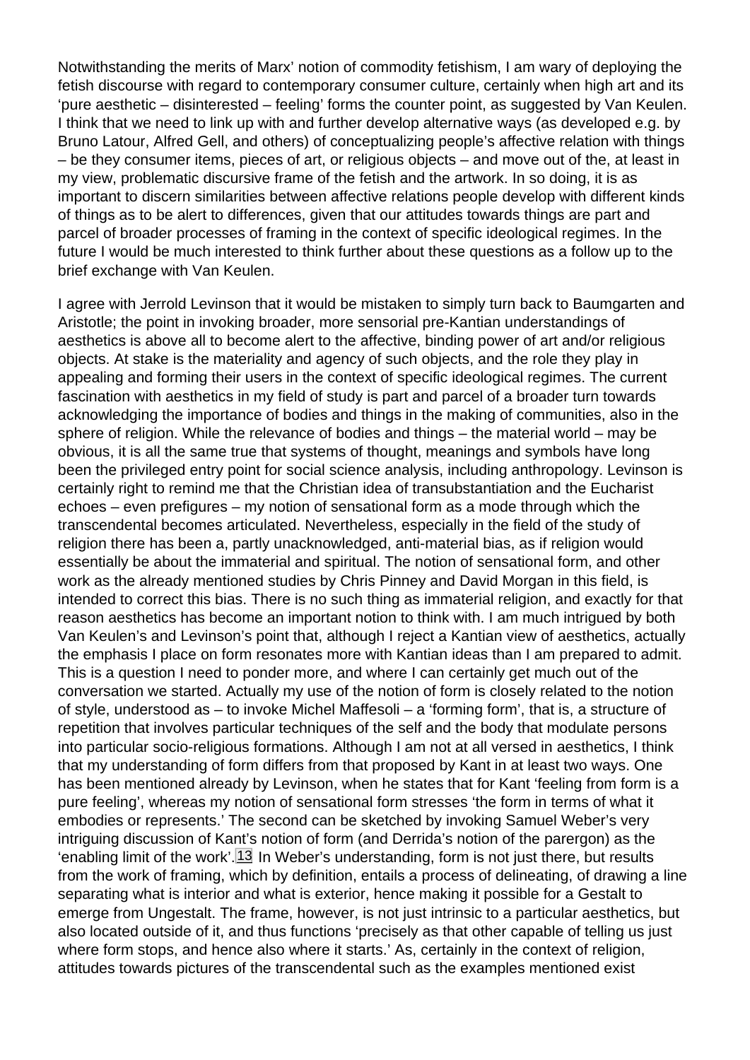Notwithstanding the merits of Marx' notion of commodity fetishism, I am wary of deploying the fetish discourse with regard to contemporary consumer culture, certainly when high art and its 'pure aesthetic – disinterested – feeling' forms the counter point, as suggested by Van Keulen. I think that we need to link up with and further develop alternative ways (as developed e.g. by Bruno Latour, Alfred Gell, and others) of conceptualizing people's affective relation with things – be they consumer items, pieces of art, or religious objects – and move out of the, at least in my view, problematic discursive frame of the fetish and the artwork. In so doing, it is as important to discern similarities between affective relations people develop with different kinds of things as to be alert to differences, given that our attitudes towards things are part and parcel of broader processes of framing in the context of specific ideological regimes. In the future I would be much interested to think further about these questions as a follow up to the brief exchange with Van Keulen.

I agree with Jerrold Levinson that it would be mistaken to simply turn back to Baumgarten and Aristotle; the point in invoking broader, more sensorial pre-Kantian understandings of aesthetics is above all to become alert to the affective, binding power of art and/or religious objects. At stake is the materiality and agency of such objects, and the role they play in appealing and forming their users in the context of specific ideological regimes. The current fascination with aesthetics in my field of study is part and parcel of a broader turn towards acknowledging the importance of bodies and things in the making of communities, also in the sphere of religion. While the relevance of bodies and things – the material world – may be obvious, it is all the same true that systems of thought, meanings and symbols have long been the privileged entry point for social science analysis, including anthropology. Levinson is certainly right to remind me that the Christian idea of transubstantiation and the Eucharist echoes – even prefigures – my notion of sensational form as a mode through which the transcendental becomes articulated. Nevertheless, especially in the field of the study of religion there has been a, partly unacknowledged, anti-material bias, as if religion would essentially be about the immaterial and spiritual. The notion of sensational form, and other work as the already mentioned studies by Chris Pinney and David Morgan in this field, is intended to correct this bias. There is no such thing as immaterial religion, and exactly for that reason aesthetics has become an important notion to think with. I am much intrigued by both Van Keulen's and Levinson's point that, although I reject a Kantian view of aesthetics, actually the emphasis I place on form resonates more with Kantian ideas than I am prepared to admit. This is a question I need to ponder more, and where I can certainly get much out of the conversation we started. Actually my use of the notion of form is closely related to the notion of style, understood as – to invoke Michel Maffesoli – a 'forming form', that is, a structure of repetition that involves particular techniques of the self and the body that modulate persons into particular socio-religious formations. Although I am not at all versed in aesthetics, I think that my understanding of form differs from that proposed by Kant in at least two ways. One has been mentioned already by Levinson, when he states that for Kant 'feeling from form is a pure feeling', whereas my notion of sensational form stresses 'the form in terms of what it embodies or represents.' The second can be sketched by invoking Samuel Weber's very intriguing discussion of Kant's notion of form (and Derrida's notion of the parergon) as the 'enabling limit of the work'.[13] In Weber's understanding, form is not just there, but results from the work of framing, which by definition, entails a process of delineating, of drawing a line separating what is interior and what is exterior, hence making it possible for a Gestalt to emerge from Ungestalt. The frame, however, is not just intrinsic to a particular aesthetics, but also located outside of it, and thus functions 'precisely as that other capable of telling us just where form stops, and hence also where it starts.' As, certainly in the context of religion, attitudes towards pictures of the transcendental such as the examples mentioned exist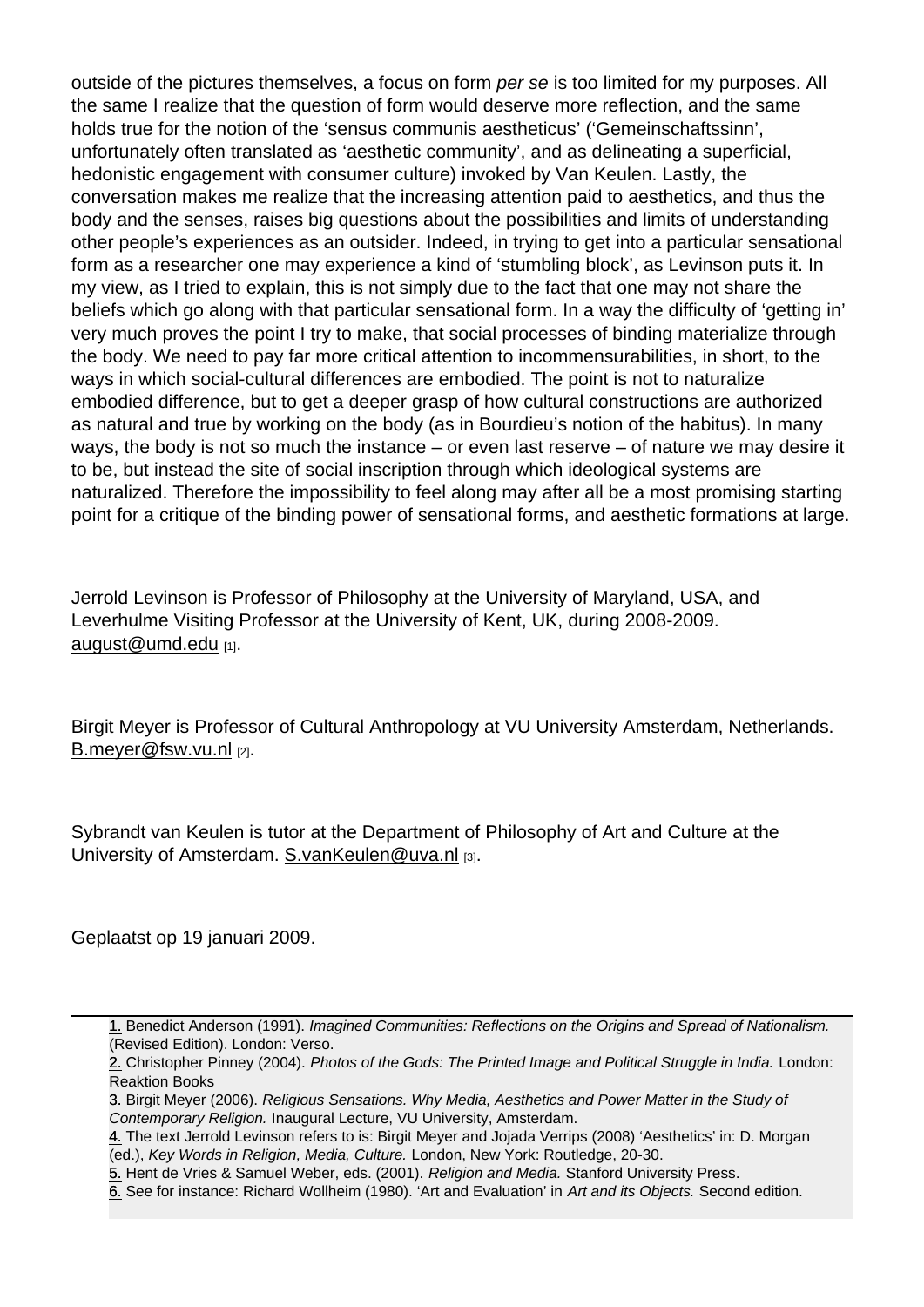outside of the pictures themselves, a focus on form *per se* is too limited for my purposes. All the same I realize that the question of form would deserve more reflection, and the same holds true for the notion of the 'sensus communis aestheticus' ('Gemeinschaftssinn', unfortunately often translated as 'aesthetic community', and as delineating a superficial, hedonistic engagement with consumer culture) invoked by Van Keulen. Lastly, the conversation makes me realize that the increasing attention paid to aesthetics, and thus the body and the senses, raises big questions about the possibilities and limits of understanding other people's experiences as an outsider. Indeed, in trying to get into a particular sensational form as a researcher one may experience a kind of 'stumbling block', as Levinson puts it. In my view, as I tried to explain, this is not simply due to the fact that one may not share the beliefs which go along with that particular sensational form. In a way the difficulty of 'getting in' very much proves the point I try to make, that social processes of binding materialize through the body. We need to pay far more critical attention to incommensurabilities, in short, to the ways in which social-cultural differences are embodied. The point is not to naturalize embodied difference, but to get a deeper grasp of how cultural constructions are authorized as natural and true by working on the body (as in Bourdieu's notion of the habitus). In many ways, the body is not so much the instance – or even last reserve – of nature we may desire it to be, but instead the site of social inscription through which ideological systems are naturalized. Therefore the impossibility to feel along may after all be a most promising starting point for a critique of the binding power of sensational forms, and aesthetic formations at large.

Jerrold Levinson is Professor of Philosophy at the University of Maryland, USA, and Leverhulme Visiting Professor at the University of Kent, UK, during 2008-2009. august@umd.edu [1].

Birgit Meyer is Professor of Cultural Anthropology at VU University Amsterdam, Netherlands. B.meyer@fsw.vu.nl [2].

Sybrandt van Keulen is tutor at the Department of Philosophy of Art and Culture at the University of Amsterdam. S.vanKeulen@uva.nl [3].

Geplaatst op 19 januari 2009.

---

1. Benedict Anderson (1991). *Imagined Communities: Reflections on the Origins and Spread of Nationalism.* (Revised Edition). London: Verso.
2. Christopher Pinney (2004). *Photos of the Gods: The Printed Image and Political Struggle in India.* London: Reaktion Books
3. Birgit Meyer (2006). *Religious Sensations. Why Media, Aesthetics and Power Matter in the Study of Contemporary Religion.* Inaugural Lecture, VU University, Amsterdam.
4. The text Jerrold Levinson refers to is: Birgit Meyer and Jojada Verrips (2008) 'Aesthetics' in: D. Morgan (ed.), *Key Words in Religion, Media, Culture.* London, New York: Routledge, 20-30.
5. Hent de Vries & Samuel Weber, eds. (2001). *Religion and Media.* Stanford University Press.
6. See for instance: Richard Wollheim (1980). 'Art and Evaluation' in *Art and its Objects.* Second edition.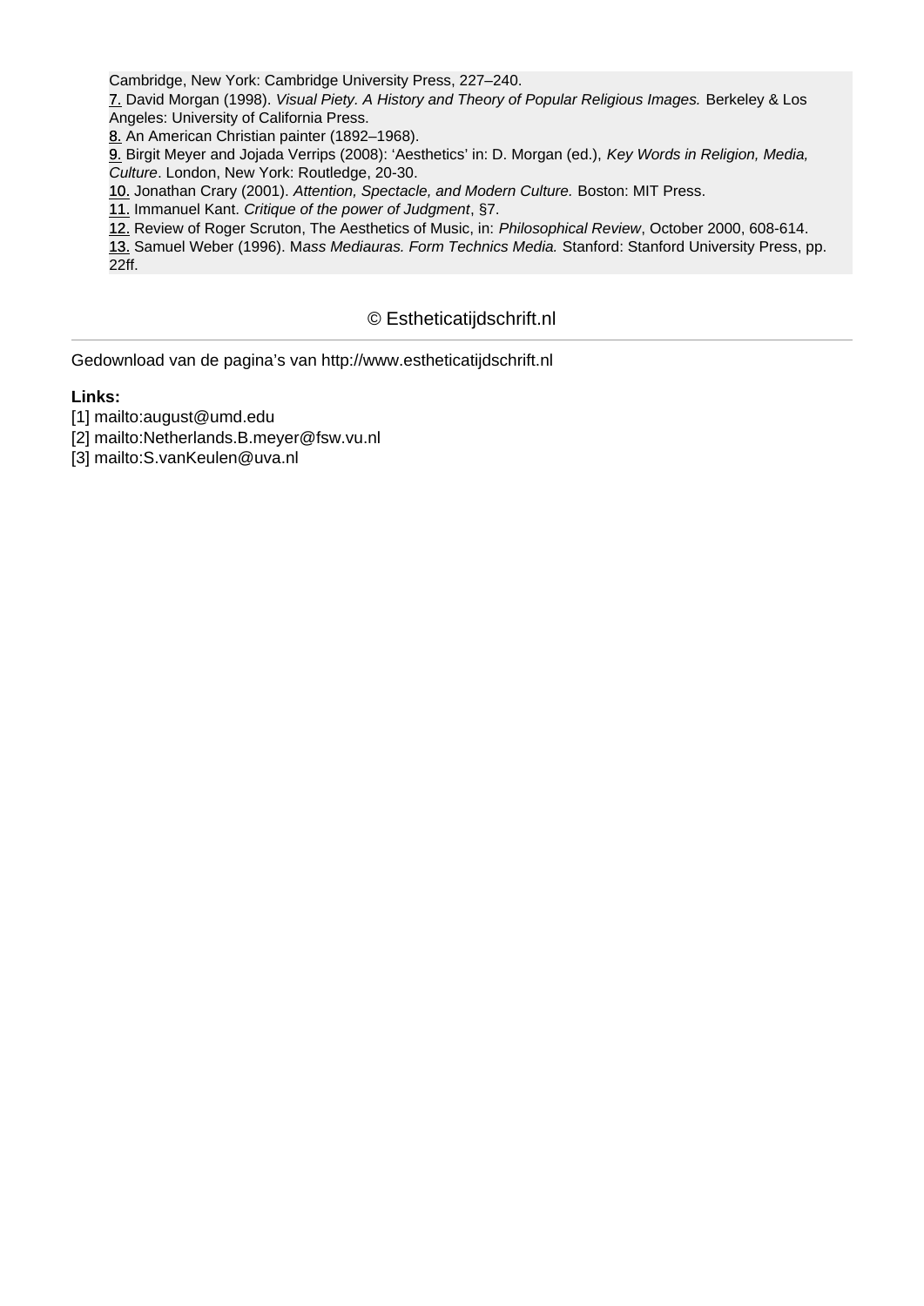Cambridge, New York: Cambridge University Press, 227–240.

7. David Morgan (1998). *Visual Piety. A History and Theory of Popular Religious Images.* Berkeley & Los Angeles: University of California Press.

8. An American Christian painter (1892–1968).

9. Birgit Meyer and Jojada Verrips (2008): 'Aesthetics' in: D. Morgan (ed.), *Key Words in Religion, Media, Culture*. London, New York: Routledge, 20-30.

10. Jonathan Crary (2001). *Attention, Spectacle, and Modern Culture.* Boston: MIT Press.

11. Immanuel Kant. *Critique of the power of Judgment*, §7.

12. Review of Roger Scruton, The Aesthetics of Music, in: *Philosophical Review*, October 2000, 608-614.

13. Samuel Weber (1996). M*ass Mediauras. Form Technics Media.* Stanford: Stanford University Press, pp. 22ff.

© Estheticatijdschrift.nl

---

Gedownload van de pagina's van http://www.estheticatijdschrift.nl

**Links:**

[1] mailto:august@umd.edu

[2] mailto:Netherlands.B.meyer@fsw.vu.nl

[3] mailto:S.vanKeulen@uva.nl